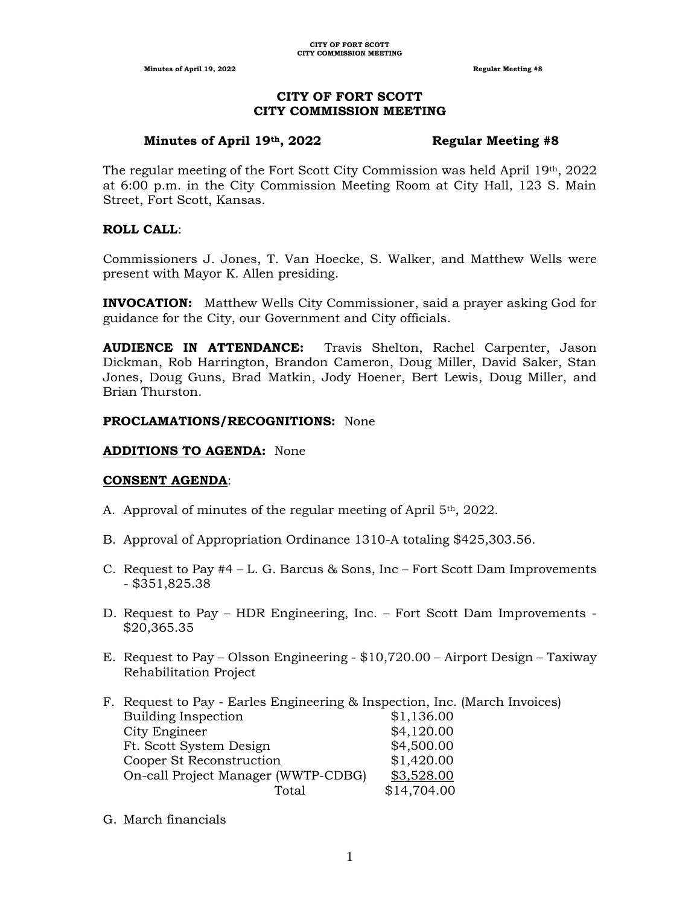# CITY OF FORT SCOTT
# CITY COMMISSION MEETING

**Minutes of April 19th, 2022 Regular Meeting #8**

The regular meeting of the Fort Scott City Commission was held April 19th, 2022 at 6:00 p.m. in the City Commission Meeting Room at City Hall, 123 S. Main Street, Fort Scott, Kansas.

**ROLL CALL**:

Commissioners J. Jones, T. Van Hoecke, S. Walker, and Matthew Wells were present with Mayor K. Allen presiding.

**INVOCATION:** Matthew Wells City Commissioner, said a prayer asking God for guidance for the City, our Government and City officials.

**AUDIENCE IN ATTENDANCE:** Travis Shelton, Rachel Carpenter, Jason Dickman, Rob Harrington, Brandon Cameron, Doug Miller, David Saker, Stan Jones, Doug Guns, Brad Matkin, Jody Hoener, Bert Lewis, Doug Miller, and Brian Thurston.

**PROCLAMATIONS/RECOGNITIONS:** None

**ADDITIONS TO AGENDA:** None

**CONSENT AGENDA**:

A. Approval of minutes of the regular meeting of April 5th, 2022.

B. Approval of Appropriation Ordinance 1310-A totaling $425,303.56.

C. Request to Pay #4 – L. G. Barcus & Sons, Inc – Fort Scott Dam Improvements - $351,825.38

D. Request to Pay – HDR Engineering, Inc. – Fort Scott Dam Improvements - $20,365.35

E. Request to Pay – Olsson Engineering - $10,720.00 – Airport Design – Taxiway Rehabilitation Project

F. Request to Pay - Earles Engineering & Inspection, Inc. (March Invoices)

| | |
|---|---|
| Building Inspection | $1,136.00 |
| City Engineer | $4,120.00 |
| Ft. Scott System Design | $4,500.00 |
| Cooper St Reconstruction | $1,420.00 |
| On-call Project Manager (WWTP-CDBG) | $3,528.00 |
| Total | $14,704.00 |

G. March financials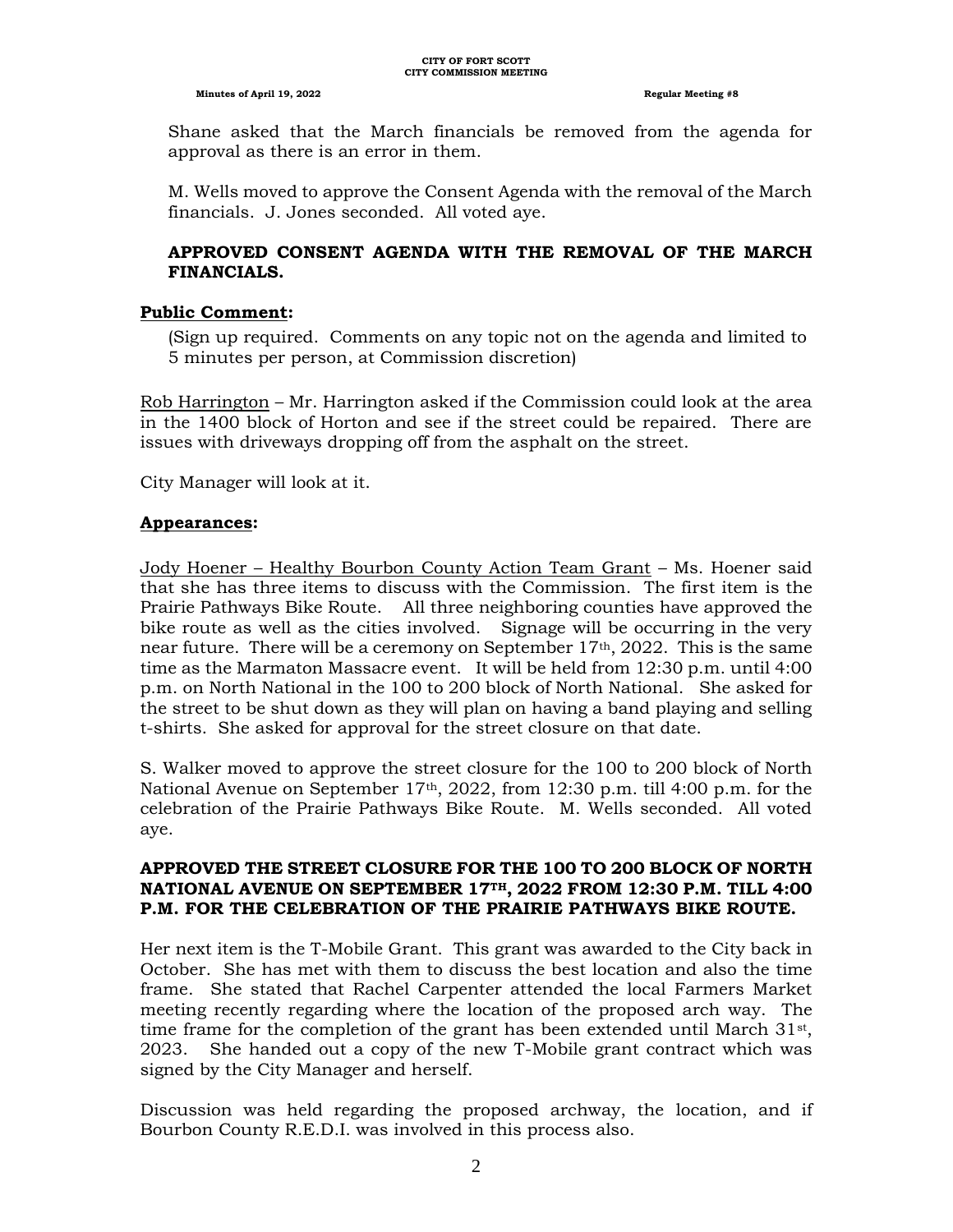Shane asked that the March financials be removed from the agenda for approval as there is an error in them.

M. Wells moved to approve the Consent Agenda with the removal of the March financials. J. Jones seconded. All voted aye.

**APPROVED CONSENT AGENDA WITH THE REMOVAL OF THE MARCH FINANCIALS.**

**Public Comment:**

(Sign up required. Comments on any topic not on the agenda and limited to 5 minutes per person, at Commission discretion)

Rob Harrington – Mr. Harrington asked if the Commission could look at the area in the 1400 block of Horton and see if the street could be repaired. There are issues with driveways dropping off from the asphalt on the street.

City Manager will look at it.

**Appearances:**

Jody Hoener – Healthy Bourbon County Action Team Grant – Ms. Hoener said that she has three items to discuss with the Commission. The first item is the Prairie Pathways Bike Route. All three neighboring counties have approved the bike route as well as the cities involved. Signage will be occurring in the very near future. There will be a ceremony on September 17th, 2022. This is the same time as the Marmaton Massacre event. It will be held from 12:30 p.m. until 4:00 p.m. on North National in the 100 to 200 block of North National. She asked for the street to be shut down as they will plan on having a band playing and selling t-shirts. She asked for approval for the street closure on that date.

S. Walker moved to approve the street closure for the 100 to 200 block of North National Avenue on September 17th, 2022, from 12:30 p.m. till 4:00 p.m. for the celebration of the Prairie Pathways Bike Route. M. Wells seconded. All voted aye.

**APPROVED THE STREET CLOSURE FOR THE 100 TO 200 BLOCK OF NORTH NATIONAL AVENUE ON SEPTEMBER 17TH, 2022 FROM 12:30 P.M. TILL 4:00 P.M. FOR THE CELEBRATION OF THE PRAIRIE PATHWAYS BIKE ROUTE.**

Her next item is the T-Mobile Grant. This grant was awarded to the City back in October. She has met with them to discuss the best location and also the time frame. She stated that Rachel Carpenter attended the local Farmers Market meeting recently regarding where the location of the proposed arch way. The time frame for the completion of the grant has been extended until March 31st, 2023. She handed out a copy of the new T-Mobile grant contract which was signed by the City Manager and herself.

Discussion was held regarding the proposed archway, the location, and if Bourbon County R.E.D.I. was involved in this process also.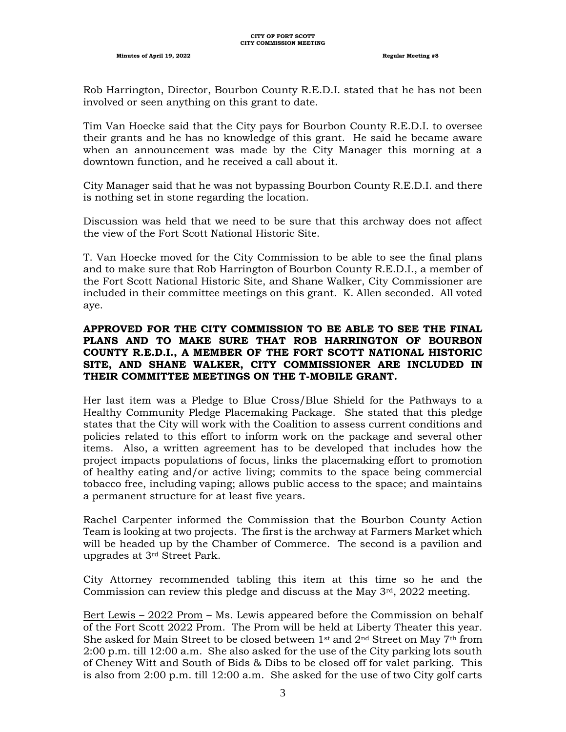Rob Harrington, Director, Bourbon County R.E.D.I. stated that he has not been involved or seen anything on this grant to date.

Tim Van Hoecke said that the City pays for Bourbon County R.E.D.I. to oversee their grants and he has no knowledge of this grant. He said he became aware when an announcement was made by the City Manager this morning at a downtown function, and he received a call about it.

City Manager said that he was not bypassing Bourbon County R.E.D.I. and there is nothing set in stone regarding the location.

Discussion was held that we need to be sure that this archway does not affect the view of the Fort Scott National Historic Site.

T. Van Hoecke moved for the City Commission to be able to see the final plans and to make sure that Rob Harrington of Bourbon County R.E.D.I., a member of the Fort Scott National Historic Site, and Shane Walker, City Commissioner are included in their committee meetings on this grant. K. Allen seconded. All voted aye.

**APPROVED FOR THE CITY COMMISSION TO BE ABLE TO SEE THE FINAL PLANS AND TO MAKE SURE THAT ROB HARRINGTON OF BOURBON COUNTY R.E.D.I., A MEMBER OF THE FORT SCOTT NATIONAL HISTORIC SITE, AND SHANE WALKER, CITY COMMISSIONER ARE INCLUDED IN THEIR COMMITTEE MEETINGS ON THE T-MOBILE GRANT.**

Her last item was a Pledge to Blue Cross/Blue Shield for the Pathways to a Healthy Community Pledge Placemaking Package. She stated that this pledge states that the City will work with the Coalition to assess current conditions and policies related to this effort to inform work on the package and several other items. Also, a written agreement has to be developed that includes how the project impacts populations of focus, links the placemaking effort to promotion of healthy eating and/or active living; commits to the space being commercial tobacco free, including vaping; allows public access to the space; and maintains a permanent structure for at least five years.

Rachel Carpenter informed the Commission that the Bourbon County Action Team is looking at two projects. The first is the archway at Farmers Market which will be headed up by the Chamber of Commerce. The second is a pavilion and upgrades at 3rd Street Park.

City Attorney recommended tabling this item at this time so he and the Commission can review this pledge and discuss at the May 3rd, 2022 meeting.

Bert Lewis – 2022 Prom – Ms. Lewis appeared before the Commission on behalf of the Fort Scott 2022 Prom. The Prom will be held at Liberty Theater this year. She asked for Main Street to be closed between 1st and 2nd Street on May 7th from 2:00 p.m. till 12:00 a.m. She also asked for the use of the City parking lots south of Cheney Witt and South of Bids & Dibs to be closed off for valet parking. This is also from 2:00 p.m. till 12:00 a.m. She asked for the use of two City golf carts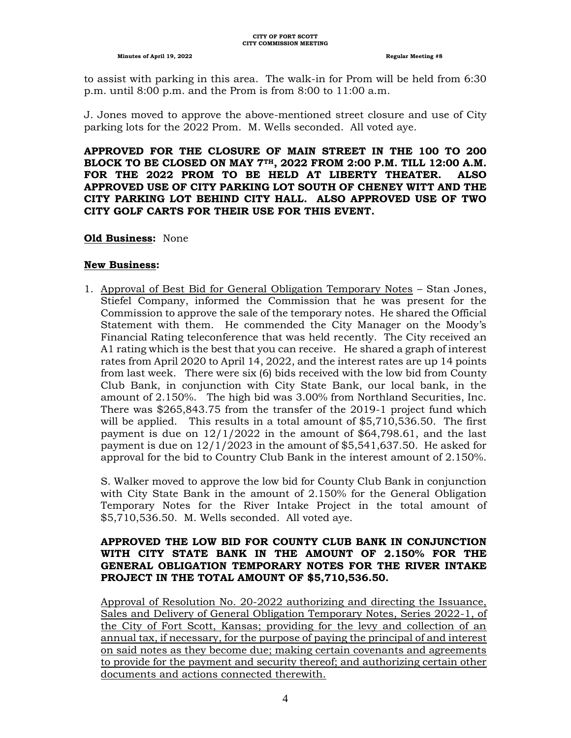to assist with parking in this area. The walk-in for Prom will be held from 6:30 p.m. until 8:00 p.m. and the Prom is from 8:00 to 11:00 a.m.

J. Jones moved to approve the above-mentioned street closure and use of City parking lots for the 2022 Prom. M. Wells seconded. All voted aye.

**APPROVED FOR THE CLOSURE OF MAIN STREET IN THE 100 TO 200 BLOCK TO BE CLOSED ON MAY 7TH, 2022 FROM 2:00 P.M. TILL 12:00 A.M. FOR THE 2022 PROM TO BE HELD AT LIBERTY THEATER. ALSO APPROVED USE OF CITY PARKING LOT SOUTH OF CHENEY WITT AND THE CITY PARKING LOT BEHIND CITY HALL. ALSO APPROVED USE OF TWO CITY GOLF CARTS FOR THEIR USE FOR THIS EVENT.**

**Old Business:** None

**New Business:**

1. Approval of Best Bid for General Obligation Temporary Notes – Stan Jones, Stiefel Company, informed the Commission that he was present for the Commission to approve the sale of the temporary notes. He shared the Official Statement with them. He commended the City Manager on the Moody's Financial Rating teleconference that was held recently. The City received an A1 rating which is the best that you can receive. He shared a graph of interest rates from April 2020 to April 14, 2022, and the interest rates are up 14 points from last week. There were six (6) bids received with the low bid from County Club Bank, in conjunction with City State Bank, our local bank, in the amount of 2.150%. The high bid was 3.00% from Northland Securities, Inc. There was $265,843.75 from the transfer of the 2019-1 project fund which will be applied. This results in a total amount of $5,710,536.50. The first payment is due on 12/1/2022 in the amount of $64,798.61, and the last payment is due on 12/1/2023 in the amount of $5,541,637.50. He asked for approval for the bid to Country Club Bank in the interest amount of 2.150%.

   S. Walker moved to approve the low bid for County Club Bank in conjunction with City State Bank in the amount of 2.150% for the General Obligation Temporary Notes for the River Intake Project in the total amount of $5,710,536.50. M. Wells seconded. All voted aye.

   **APPROVED THE LOW BID FOR COUNTY CLUB BANK IN CONJUNCTION WITH CITY STATE BANK IN THE AMOUNT OF 2.150% FOR THE GENERAL OBLIGATION TEMPORARY NOTES FOR THE RIVER INTAKE PROJECT IN THE TOTAL AMOUNT OF $5,710,536.50.**

   Approval of Resolution No. 20-2022 authorizing and directing the Issuance, Sales and Delivery of General Obligation Temporary Notes, Series 2022-1, of the City of Fort Scott, Kansas; providing for the levy and collection of an annual tax, if necessary, for the purpose of paying the principal of and interest on said notes as they become due; making certain covenants and agreements to provide for the payment and security thereof; and authorizing certain other documents and actions connected therewith.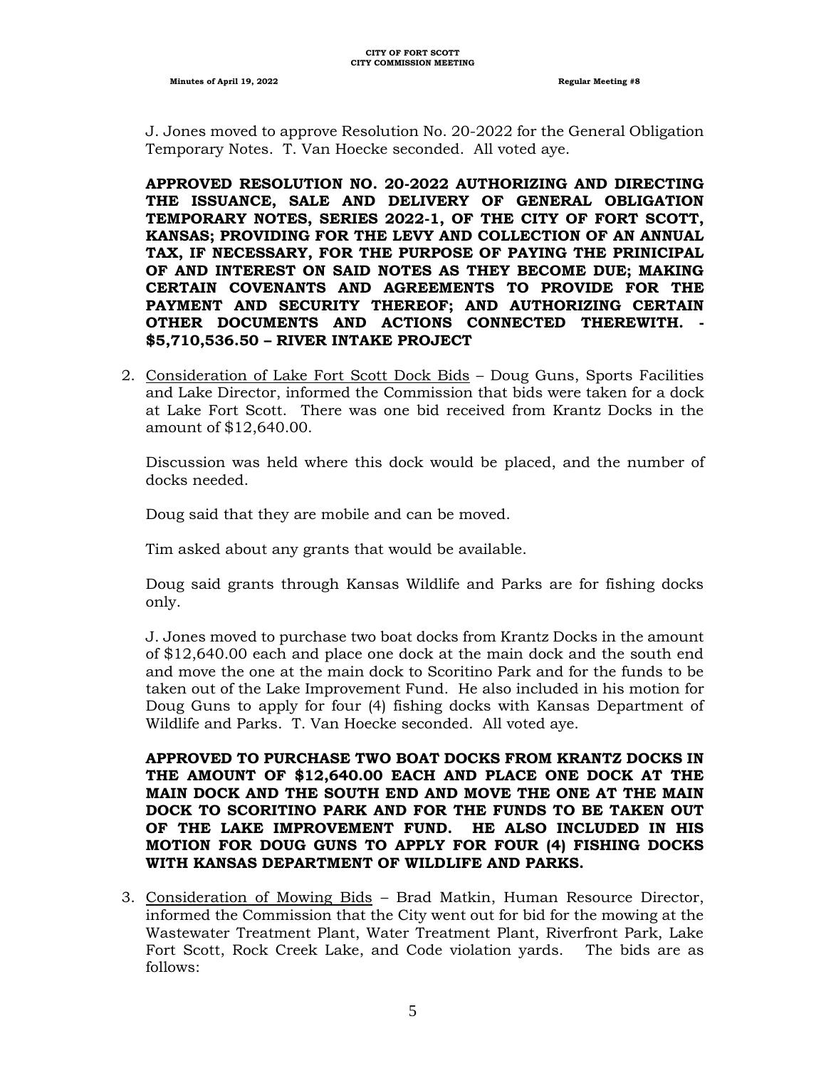J. Jones moved to approve Resolution No. 20-2022 for the General Obligation Temporary Notes. T. Van Hoecke seconded. All voted aye.

**APPROVED RESOLUTION NO. 20-2022 AUTHORIZING AND DIRECTING THE ISSUANCE, SALE AND DELIVERY OF GENERAL OBLIGATION TEMPORARY NOTES, SERIES 2022-1, OF THE CITY OF FORT SCOTT, KANSAS; PROVIDING FOR THE LEVY AND COLLECTION OF AN ANNUAL TAX, IF NECESSARY, FOR THE PURPOSE OF PAYING THE PRINICIPAL OF AND INTEREST ON SAID NOTES AS THEY BECOME DUE; MAKING CERTAIN COVENANTS AND AGREEMENTS TO PROVIDE FOR THE PAYMENT AND SECURITY THEREOF; AND AUTHORIZING CERTAIN OTHER DOCUMENTS AND ACTIONS CONNECTED THEREWITH. - $5,710,536.50 – RIVER INTAKE PROJECT**

2. Consideration of Lake Fort Scott Dock Bids – Doug Guns, Sports Facilities and Lake Director, informed the Commission that bids were taken for a dock at Lake Fort Scott. There was one bid received from Krantz Docks in the amount of $12,640.00.

   Discussion was held where this dock would be placed, and the number of docks needed.

   Doug said that they are mobile and can be moved.

   Tim asked about any grants that would be available.

   Doug said grants through Kansas Wildlife and Parks are for fishing docks only.

   J. Jones moved to purchase two boat docks from Krantz Docks in the amount of $12,640.00 each and place one dock at the main dock and the south end and move the one at the main dock to Scoritino Park and for the funds to be taken out of the Lake Improvement Fund. He also included in his motion for Doug Guns to apply for four (4) fishing docks with Kansas Department of Wildlife and Parks. T. Van Hoecke seconded. All voted aye.

   **APPROVED TO PURCHASE TWO BOAT DOCKS FROM KRANTZ DOCKS IN THE AMOUNT OF $12,640.00 EACH AND PLACE ONE DOCK AT THE MAIN DOCK AND THE SOUTH END AND MOVE THE ONE AT THE MAIN DOCK TO SCORITINO PARK AND FOR THE FUNDS TO BE TAKEN OUT OF THE LAKE IMPROVEMENT FUND. HE ALSO INCLUDED IN HIS MOTION FOR DOUG GUNS TO APPLY FOR FOUR (4) FISHING DOCKS WITH KANSAS DEPARTMENT OF WILDLIFE AND PARKS.**

3. Consideration of Mowing Bids – Brad Matkin, Human Resource Director, informed the Commission that the City went out for bid for the mowing at the Wastewater Treatment Plant, Water Treatment Plant, Riverfront Park, Lake Fort Scott, Rock Creek Lake, and Code violation yards. The bids are as follows: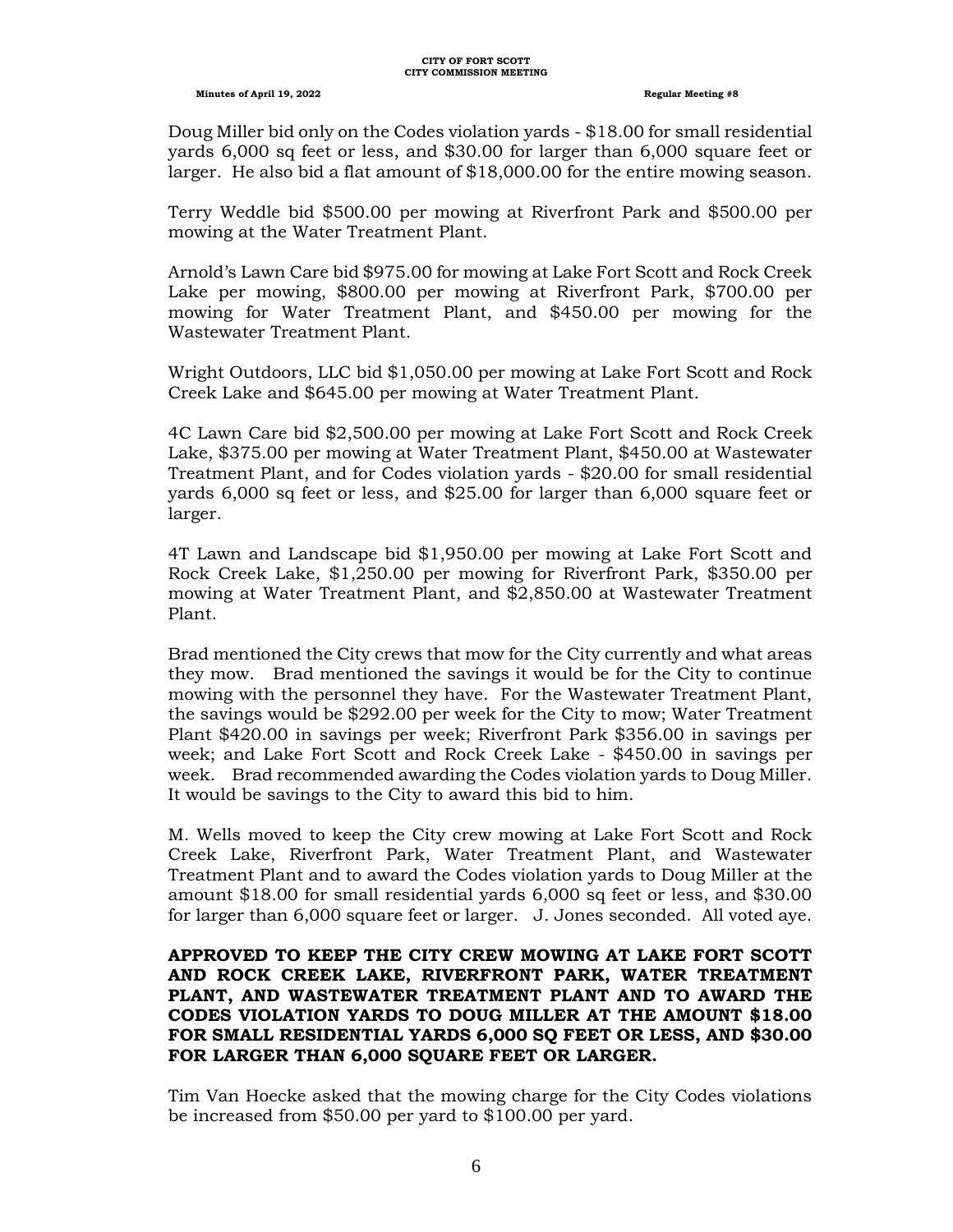Doug Miller bid only on the Codes violation yards - $18.00 for small residential yards 6,000 sq feet or less, and $30.00 for larger than 6,000 square feet or larger. He also bid a flat amount of $18,000.00 for the entire mowing season.

Terry Weddle bid $500.00 per mowing at Riverfront Park and $500.00 per mowing at the Water Treatment Plant.

Arnold's Lawn Care bid $975.00 for mowing at Lake Fort Scott and Rock Creek Lake per mowing, $800.00 per mowing at Riverfront Park, $700.00 per mowing for Water Treatment Plant, and $450.00 per mowing for the Wastewater Treatment Plant.

Wright Outdoors, LLC bid $1,050.00 per mowing at Lake Fort Scott and Rock Creek Lake and $645.00 per mowing at Water Treatment Plant.

4C Lawn Care bid $2,500.00 per mowing at Lake Fort Scott and Rock Creek Lake, $375.00 per mowing at Water Treatment Plant, $450.00 at Wastewater Treatment Plant, and for Codes violation yards - $20.00 for small residential yards 6,000 sq feet or less, and $25.00 for larger than 6,000 square feet or larger.

4T Lawn and Landscape bid $1,950.00 per mowing at Lake Fort Scott and Rock Creek Lake, $1,250.00 per mowing for Riverfront Park, $350.00 per mowing at Water Treatment Plant, and $2,850.00 at Wastewater Treatment Plant.

Brad mentioned the City crews that mow for the City currently and what areas they mow. Brad mentioned the savings it would be for the City to continue mowing with the personnel they have. For the Wastewater Treatment Plant, the savings would be $292.00 per week for the City to mow; Water Treatment Plant $420.00 in savings per week; Riverfront Park $356.00 in savings per week; and Lake Fort Scott and Rock Creek Lake - $450.00 in savings per week. Brad recommended awarding the Codes violation yards to Doug Miller. It would be savings to the City to award this bid to him.

M. Wells moved to keep the City crew mowing at Lake Fort Scott and Rock Creek Lake, Riverfront Park, Water Treatment Plant, and Wastewater Treatment Plant and to award the Codes violation yards to Doug Miller at the amount $18.00 for small residential yards 6,000 sq feet or less, and $30.00 for larger than 6,000 square feet or larger. J. Jones seconded. All voted aye.

**APPROVED TO KEEP THE CITY CREW MOWING AT LAKE FORT SCOTT AND ROCK CREEK LAKE, RIVERFRONT PARK, WATER TREATMENT PLANT, AND WASTEWATER TREATMENT PLANT AND TO AWARD THE CODES VIOLATION YARDS TO DOUG MILLER AT THE AMOUNT $18.00 FOR SMALL RESIDENTIAL YARDS 6,000 SQ FEET OR LESS, AND $30.00 FOR LARGER THAN 6,000 SQUARE FEET OR LARGER.**

Tim Van Hoecke asked that the mowing charge for the City Codes violations be increased from $50.00 per yard to $100.00 per yard.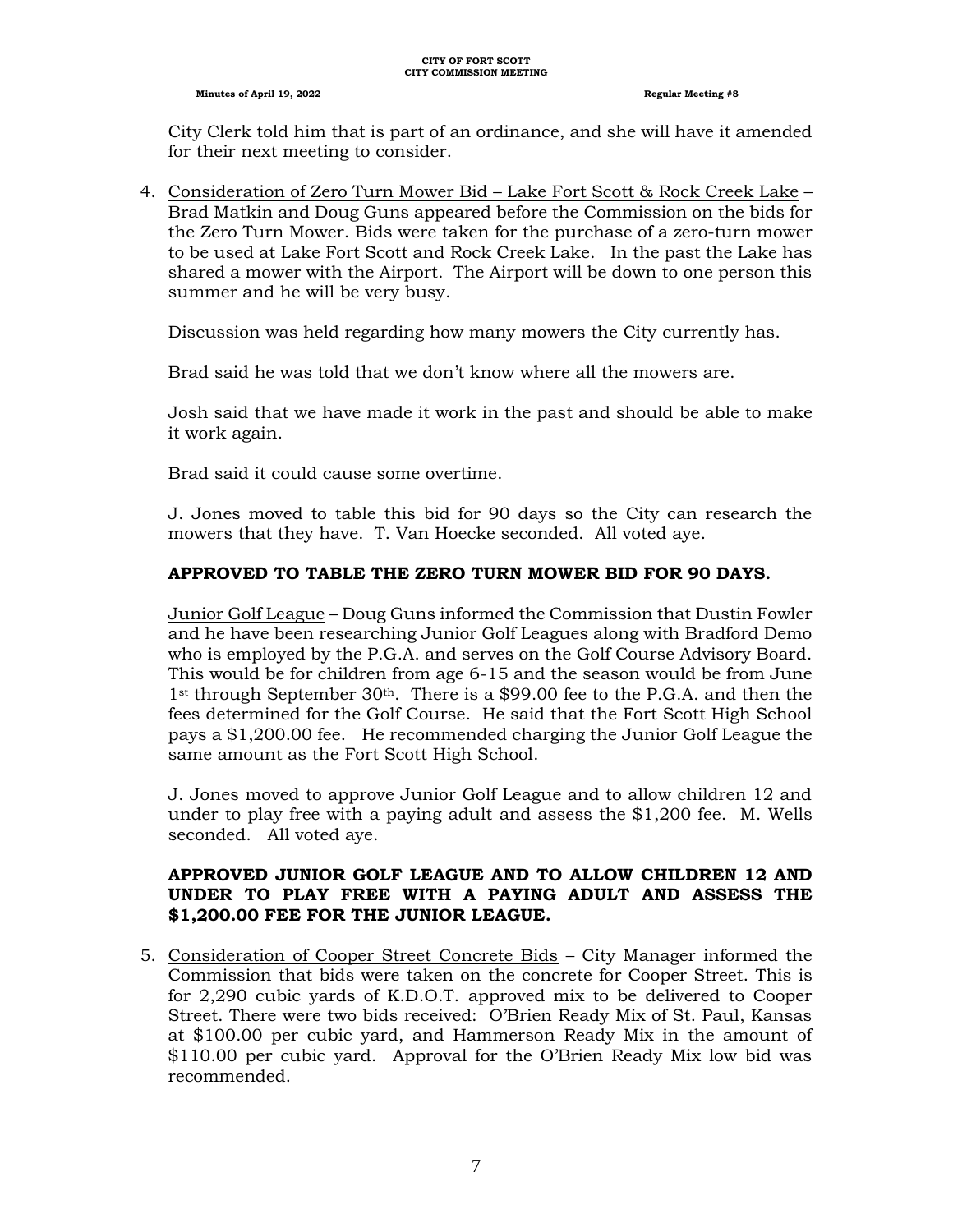City Clerk told him that is part of an ordinance, and she will have it amended for their next meeting to consider.

4. Consideration of Zero Turn Mower Bid – Lake Fort Scott & Rock Creek Lake – Brad Matkin and Doug Guns appeared before the Commission on the bids for the Zero Turn Mower. Bids were taken for the purchase of a zero-turn mower to be used at Lake Fort Scott and Rock Creek Lake. In the past the Lake has shared a mower with the Airport. The Airport will be down to one person this summer and he will be very busy.

   Discussion was held regarding how many mowers the City currently has.

   Brad said he was told that we don't know where all the mowers are.

   Josh said that we have made it work in the past and should be able to make it work again.

   Brad said it could cause some overtime.

   J. Jones moved to table this bid for 90 days so the City can research the mowers that they have. T. Van Hoecke seconded. All voted aye.

   **APPROVED TO TABLE THE ZERO TURN MOWER BID FOR 90 DAYS.**

   Junior Golf League – Doug Guns informed the Commission that Dustin Fowler and he have been researching Junior Golf Leagues along with Bradford Demo who is employed by the P.G.A. and serves on the Golf Course Advisory Board. This would be for children from age 6-15 and the season would be from June 1st through September 30th. There is a $99.00 fee to the P.G.A. and then the fees determined for the Golf Course. He said that the Fort Scott High School pays a $1,200.00 fee. He recommended charging the Junior Golf League the same amount as the Fort Scott High School.

   J. Jones moved to approve Junior Golf League and to allow children 12 and under to play free with a paying adult and assess the $1,200 fee. M. Wells seconded. All voted aye.

   **APPROVED JUNIOR GOLF LEAGUE AND TO ALLOW CHILDREN 12 AND UNDER TO PLAY FREE WITH A PAYING ADULT AND ASSESS THE $1,200.00 FEE FOR THE JUNIOR LEAGUE.**

5. Consideration of Cooper Street Concrete Bids – City Manager informed the Commission that bids were taken on the concrete for Cooper Street. This is for 2,290 cubic yards of K.D.O.T. approved mix to be delivered to Cooper Street. There were two bids received: O'Brien Ready Mix of St. Paul, Kansas at $100.00 per cubic yard, and Hammerson Ready Mix in the amount of $110.00 per cubic yard. Approval for the O'Brien Ready Mix low bid was recommended.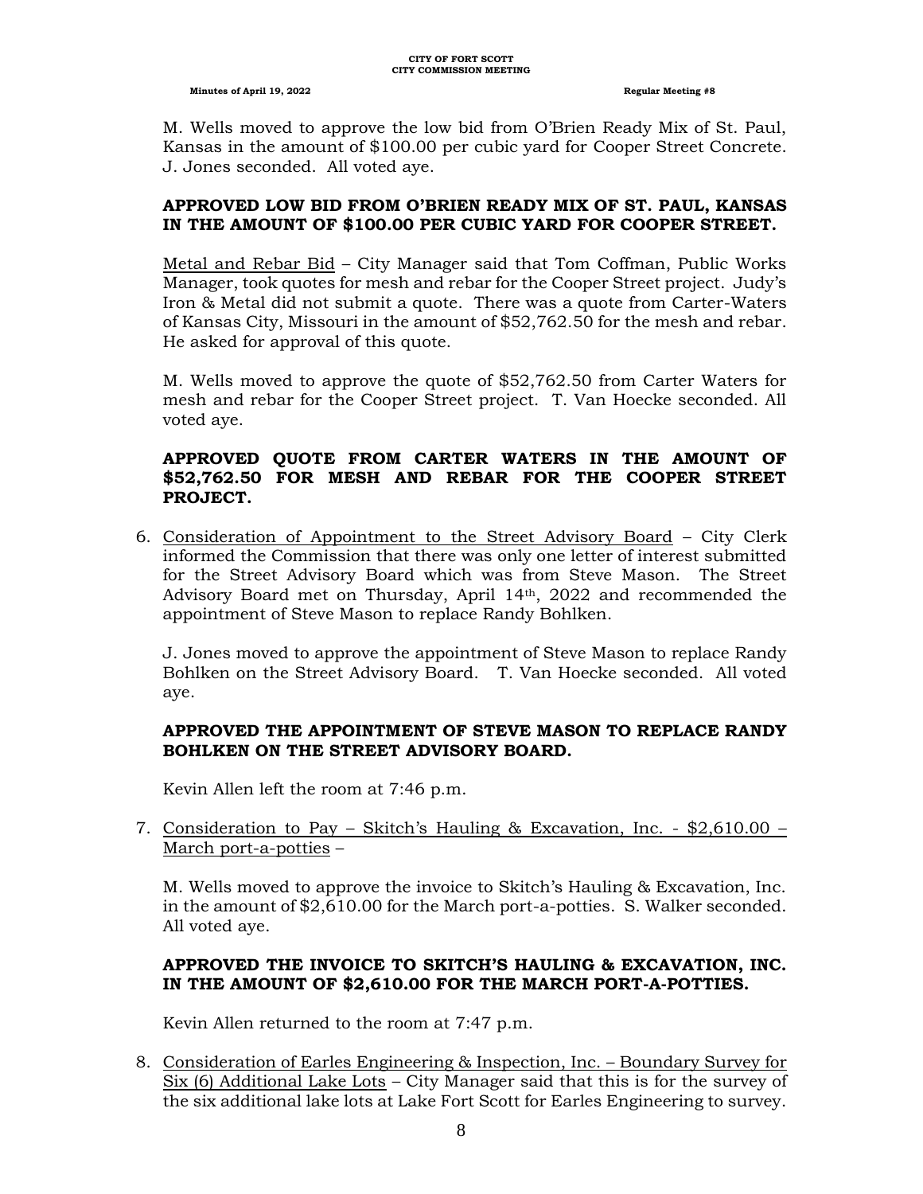M. Wells moved to approve the low bid from O'Brien Ready Mix of St. Paul, Kansas in the amount of $100.00 per cubic yard for Cooper Street Concrete. J. Jones seconded. All voted aye.

**APPROVED LOW BID FROM O'BRIEN READY MIX OF ST. PAUL, KANSAS IN THE AMOUNT OF $100.00 PER CUBIC YARD FOR COOPER STREET.**

Metal and Rebar Bid – City Manager said that Tom Coffman, Public Works Manager, took quotes for mesh and rebar for the Cooper Street project. Judy's Iron & Metal did not submit a quote. There was a quote from Carter-Waters of Kansas City, Missouri in the amount of $52,762.50 for the mesh and rebar. He asked for approval of this quote.

M. Wells moved to approve the quote of $52,762.50 from Carter Waters for mesh and rebar for the Cooper Street project. T. Van Hoecke seconded. All voted aye.

**APPROVED QUOTE FROM CARTER WATERS IN THE AMOUNT OF $52,762.50 FOR MESH AND REBAR FOR THE COOPER STREET PROJECT.**

6. Consideration of Appointment to the Street Advisory Board – City Clerk informed the Commission that there was only one letter of interest submitted for the Street Advisory Board which was from Steve Mason. The Street Advisory Board met on Thursday, April 14th, 2022 and recommended the appointment of Steve Mason to replace Randy Bohlken.

   J. Jones moved to approve the appointment of Steve Mason to replace Randy Bohlken on the Street Advisory Board. T. Van Hoecke seconded. All voted aye.

   **APPROVED THE APPOINTMENT OF STEVE MASON TO REPLACE RANDY BOHLKEN ON THE STREET ADVISORY BOARD.**

   Kevin Allen left the room at 7:46 p.m.

7. Consideration to Pay – Skitch's Hauling & Excavation, Inc. - $2,610.00 – March port-a-potties –

   M. Wells moved to approve the invoice to Skitch's Hauling & Excavation, Inc. in the amount of $2,610.00 for the March port-a-potties. S. Walker seconded. All voted aye.

   **APPROVED THE INVOICE TO SKITCH'S HAULING & EXCAVATION, INC. IN THE AMOUNT OF $2,610.00 FOR THE MARCH PORT-A-POTTIES.**

   Kevin Allen returned to the room at 7:47 p.m.

8. Consideration of Earles Engineering & Inspection, Inc. – Boundary Survey for Six (6) Additional Lake Lots – City Manager said that this is for the survey of the six additional lake lots at Lake Fort Scott for Earles Engineering to survey.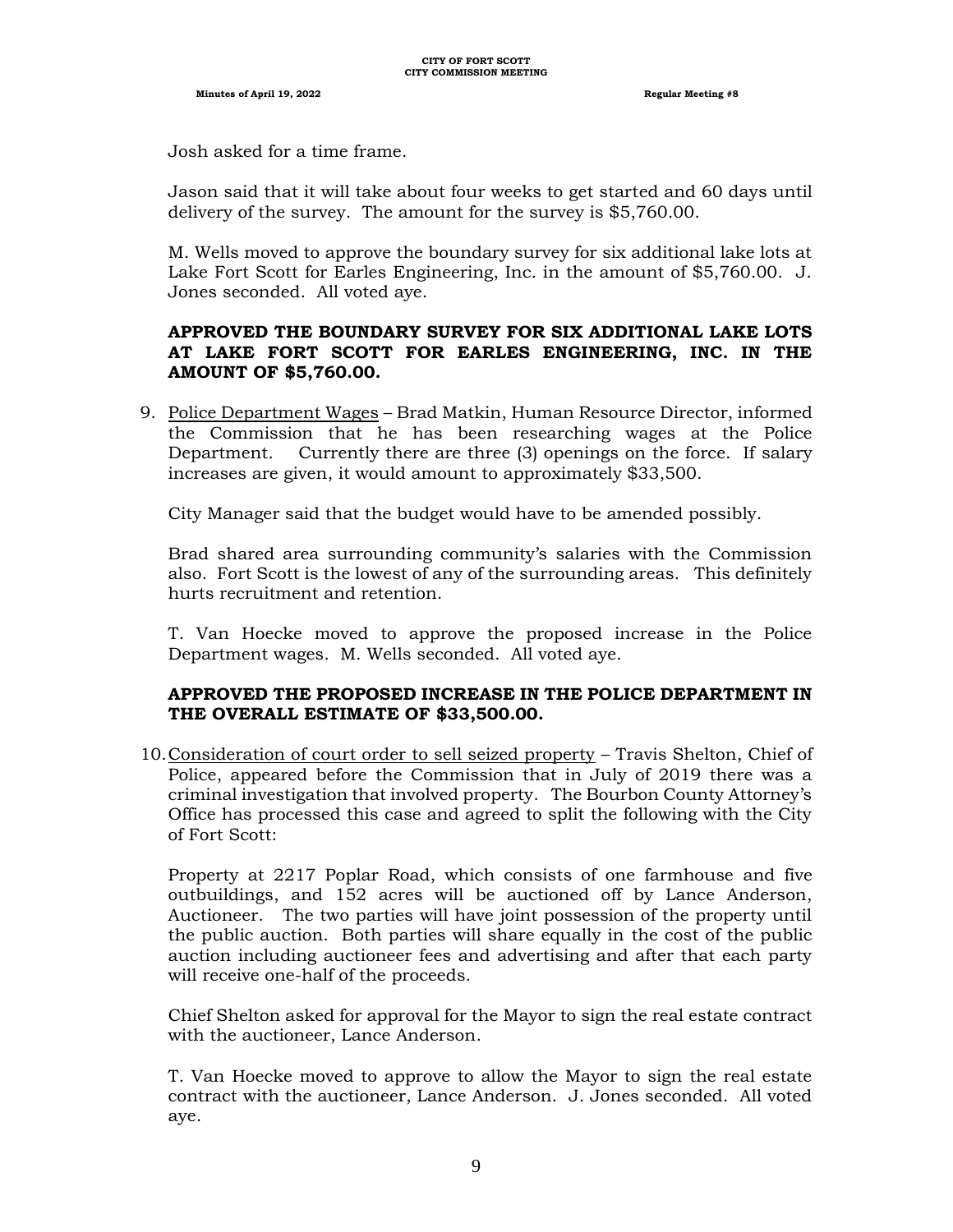Josh asked for a time frame.

Jason said that it will take about four weeks to get started and 60 days until delivery of the survey. The amount for the survey is $5,760.00.

M. Wells moved to approve the boundary survey for six additional lake lots at Lake Fort Scott for Earles Engineering, Inc. in the amount of $5,760.00. J. Jones seconded. All voted aye.

**APPROVED THE BOUNDARY SURVEY FOR SIX ADDITIONAL LAKE LOTS AT LAKE FORT SCOTT FOR EARLES ENGINEERING, INC. IN THE AMOUNT OF $5,760.00.**

9. <u>Police Department Wages</u> – Brad Matkin, Human Resource Director, informed the Commission that he has been researching wages at the Police Department. Currently there are three (3) openings on the force. If salary increases are given, it would amount to approximately $33,500.

   City Manager said that the budget would have to be amended possibly.

   Brad shared area surrounding community's salaries with the Commission also. Fort Scott is the lowest of any of the surrounding areas. This definitely hurts recruitment and retention.

   T. Van Hoecke moved to approve the proposed increase in the Police Department wages. M. Wells seconded. All voted aye.

   **APPROVED THE PROPOSED INCREASE IN THE POLICE DEPARTMENT IN THE OVERALL ESTIMATE OF $33,500.00.**

10. <u>Consideration of court order to sell seized property</u> – Travis Shelton, Chief of Police, appeared before the Commission that in July of 2019 there was a criminal investigation that involved property. The Bourbon County Attorney's Office has processed this case and agreed to split the following with the City of Fort Scott:

    Property at 2217 Poplar Road, which consists of one farmhouse and five outbuildings, and 152 acres will be auctioned off by Lance Anderson, Auctioneer. The two parties will have joint possession of the property until the public auction. Both parties will share equally in the cost of the public auction including auctioneer fees and advertising and after that each party will receive one-half of the proceeds.

    Chief Shelton asked for approval for the Mayor to sign the real estate contract with the auctioneer, Lance Anderson.

    T. Van Hoecke moved to approve to allow the Mayor to sign the real estate contract with the auctioneer, Lance Anderson. J. Jones seconded. All voted aye.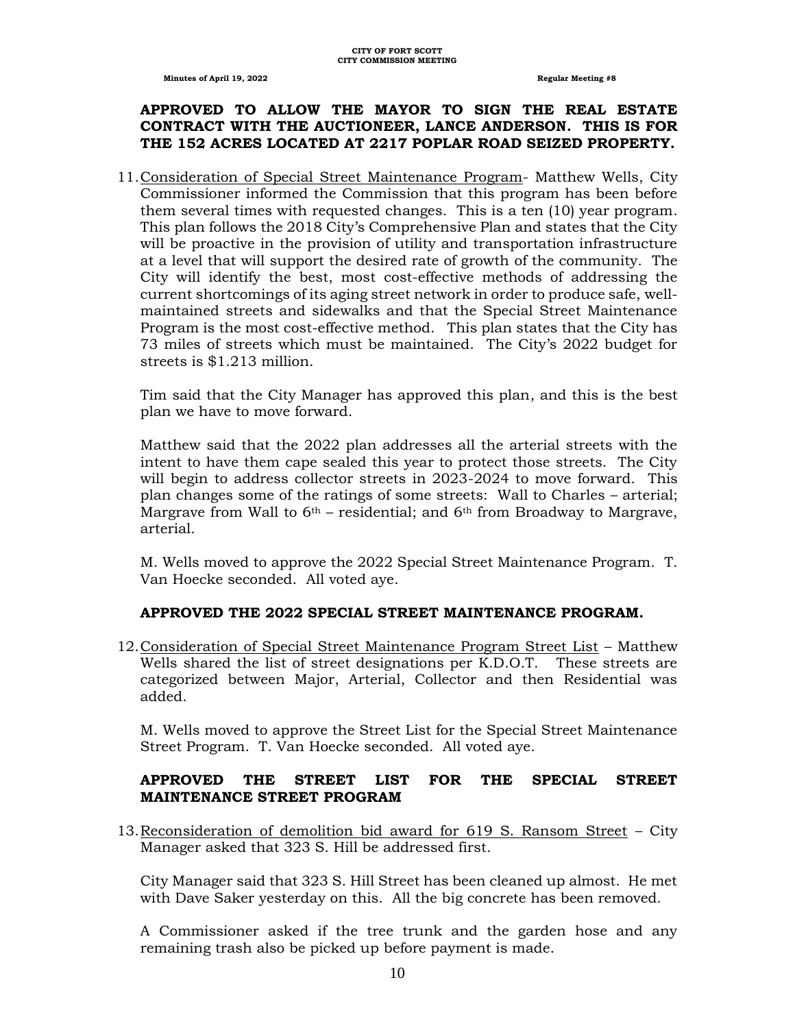**APPROVED TO ALLOW THE MAYOR TO SIGN THE REAL ESTATE CONTRACT WITH THE AUCTIONEER, LANCE ANDERSON. THIS IS FOR THE 152 ACRES LOCATED AT 2217 POPLAR ROAD SEIZED PROPERTY.**

11. Consideration of Special Street Maintenance Program- Matthew Wells, City Commissioner informed the Commission that this program has been before them several times with requested changes. This is a ten (10) year program. This plan follows the 2018 City's Comprehensive Plan and states that the City will be proactive in the provision of utility and transportation infrastructure at a level that will support the desired rate of growth of the community. The City will identify the best, most cost-effective methods of addressing the current shortcomings of its aging street network in order to produce safe, well-maintained streets and sidewalks and that the Special Street Maintenance Program is the most cost-effective method. This plan states that the City has 73 miles of streets which must be maintained. The City's 2022 budget for streets is $1.213 million.

   Tim said that the City Manager has approved this plan, and this is the best plan we have to move forward.

   Matthew said that the 2022 plan addresses all the arterial streets with the intent to have them cape sealed this year to protect those streets. The City will begin to address collector streets in 2023-2024 to move forward. This plan changes some of the ratings of some streets: Wall to Charles – arterial; Margrave from Wall to 6th – residential; and 6th from Broadway to Margrave, arterial.

   M. Wells moved to approve the 2022 Special Street Maintenance Program. T. Van Hoecke seconded. All voted aye.

   **APPROVED THE 2022 SPECIAL STREET MAINTENANCE PROGRAM.**

12. Consideration of Special Street Maintenance Program Street List – Matthew Wells shared the list of street designations per K.D.O.T. These streets are categorized between Major, Arterial, Collector and then Residential was added.

   M. Wells moved to approve the Street List for the Special Street Maintenance Street Program. T. Van Hoecke seconded. All voted aye.

   **APPROVED THE STREET LIST FOR THE SPECIAL STREET MAINTENANCE STREET PROGRAM**

13. Reconsideration of demolition bid award for 619 S. Ransom Street – City Manager asked that 323 S. Hill be addressed first.

   City Manager said that 323 S. Hill Street has been cleaned up almost. He met with Dave Saker yesterday on this. All the big concrete has been removed.

   A Commissioner asked if the tree trunk and the garden hose and any remaining trash also be picked up before payment is made.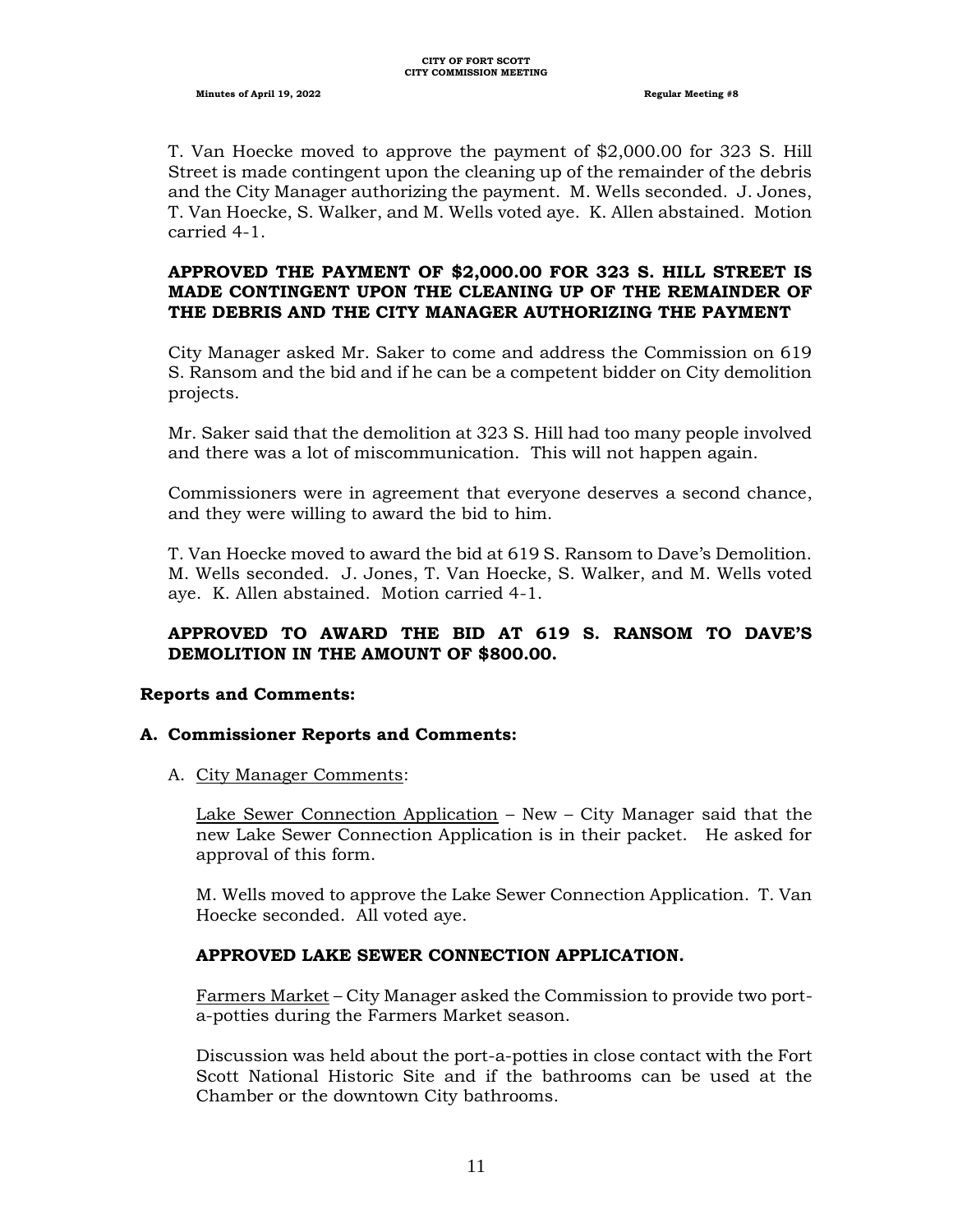T. Van Hoecke moved to approve the payment of $2,000.00 for 323 S. Hill Street is made contingent upon the cleaning up of the remainder of the debris and the City Manager authorizing the payment. M. Wells seconded. J. Jones, T. Van Hoecke, S. Walker, and M. Wells voted aye. K. Allen abstained. Motion carried 4-1.

**APPROVED THE PAYMENT OF $2,000.00 FOR 323 S. HILL STREET IS MADE CONTINGENT UPON THE CLEANING UP OF THE REMAINDER OF THE DEBRIS AND THE CITY MANAGER AUTHORIZING THE PAYMENT**

City Manager asked Mr. Saker to come and address the Commission on 619 S. Ransom and the bid and if he can be a competent bidder on City demolition projects.

Mr. Saker said that the demolition at 323 S. Hill had too many people involved and there was a lot of miscommunication. This will not happen again.

Commissioners were in agreement that everyone deserves a second chance, and they were willing to award the bid to him.

T. Van Hoecke moved to award the bid at 619 S. Ransom to Dave's Demolition. M. Wells seconded. J. Jones, T. Van Hoecke, S. Walker, and M. Wells voted aye. K. Allen abstained. Motion carried 4-1.

**APPROVED TO AWARD THE BID AT 619 S. RANSOM TO DAVE'S DEMOLITION IN THE AMOUNT OF $800.00.**

**Reports and Comments:**

**A. Commissioner Reports and Comments:**

A. City Manager Comments:

Lake Sewer Connection Application – New – City Manager said that the new Lake Sewer Connection Application is in their packet. He asked for approval of this form.

M. Wells moved to approve the Lake Sewer Connection Application. T. Van Hoecke seconded. All voted aye.

**APPROVED LAKE SEWER CONNECTION APPLICATION.**

Farmers Market – City Manager asked the Commission to provide two port-a-potties during the Farmers Market season.

Discussion was held about the port-a-potties in close contact with the Fort Scott National Historic Site and if the bathrooms can be used at the Chamber or the downtown City bathrooms.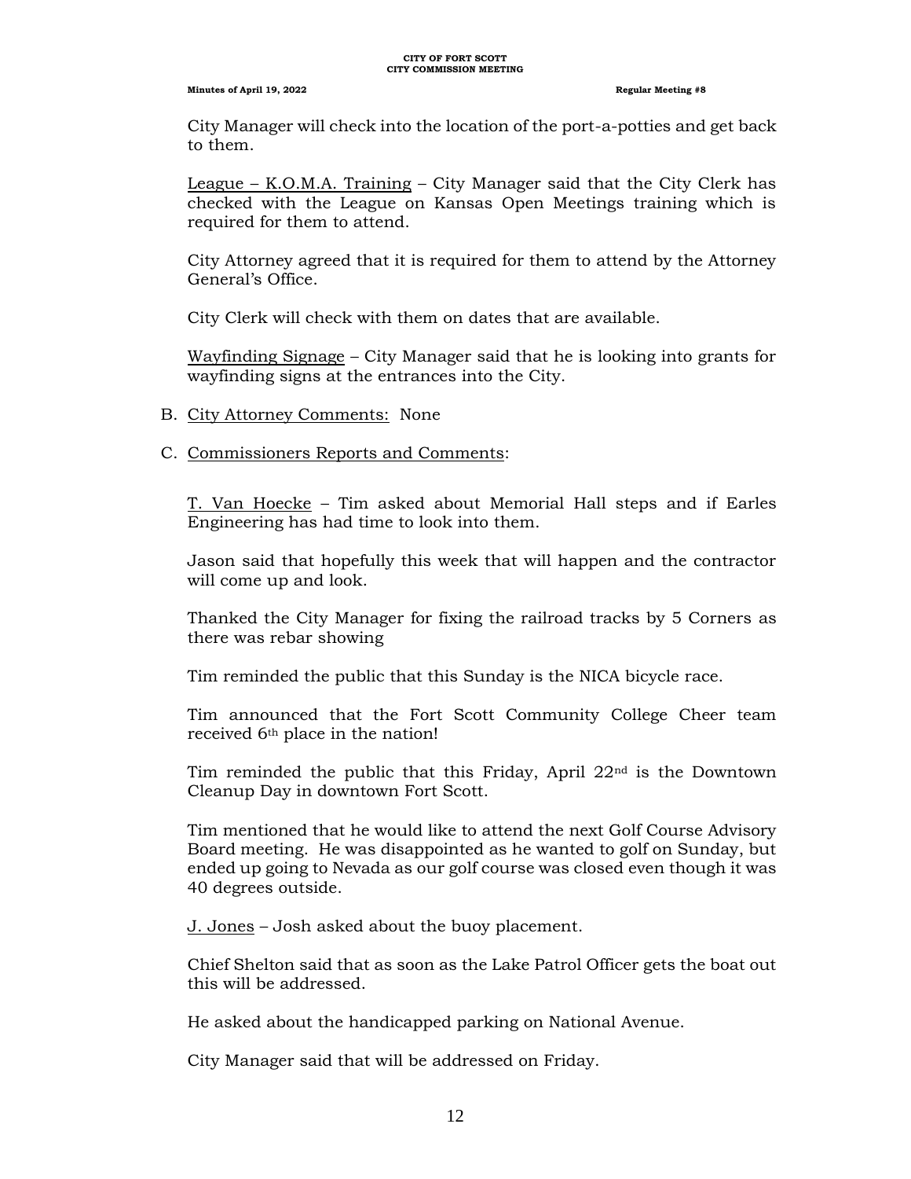City Manager will check into the location of the port-a-potties and get back to them.

League – K.O.M.A. Training – City Manager said that the City Clerk has checked with the League on Kansas Open Meetings training which is required for them to attend.

City Attorney agreed that it is required for them to attend by the Attorney General's Office.

City Clerk will check with them on dates that are available.

Wayfinding Signage – City Manager said that he is looking into grants for wayfinding signs at the entrances into the City.

B. City Attorney Comments: None

C. Commissioners Reports and Comments:

T. Van Hoecke – Tim asked about Memorial Hall steps and if Earles Engineering has had time to look into them.

Jason said that hopefully this week that will happen and the contractor will come up and look.

Thanked the City Manager for fixing the railroad tracks by 5 Corners as there was rebar showing

Tim reminded the public that this Sunday is the NICA bicycle race.

Tim announced that the Fort Scott Community College Cheer team received 6th place in the nation!

Tim reminded the public that this Friday, April 22nd is the Downtown Cleanup Day in downtown Fort Scott.

Tim mentioned that he would like to attend the next Golf Course Advisory Board meeting. He was disappointed as he wanted to golf on Sunday, but ended up going to Nevada as our golf course was closed even though it was 40 degrees outside.

J. Jones – Josh asked about the buoy placement.

Chief Shelton said that as soon as the Lake Patrol Officer gets the boat out this will be addressed.

He asked about the handicapped parking on National Avenue.

City Manager said that will be addressed on Friday.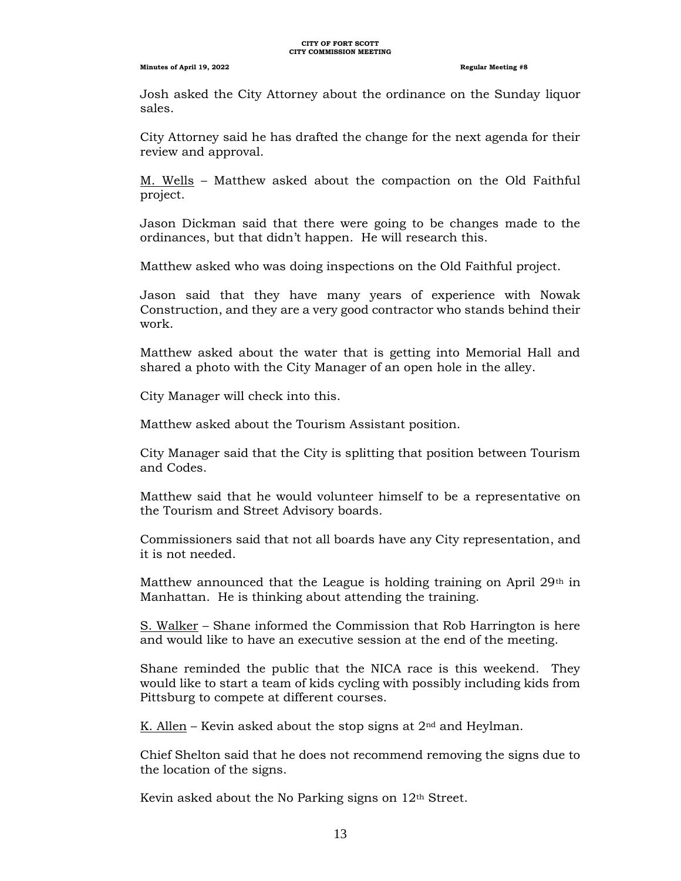Josh asked the City Attorney about the ordinance on the Sunday liquor sales.

City Attorney said he has drafted the change for the next agenda for their review and approval.

M. Wells – Matthew asked about the compaction on the Old Faithful project.

Jason Dickman said that there were going to be changes made to the ordinances, but that didn't happen. He will research this.

Matthew asked who was doing inspections on the Old Faithful project.

Jason said that they have many years of experience with Nowak Construction, and they are a very good contractor who stands behind their work.

Matthew asked about the water that is getting into Memorial Hall and shared a photo with the City Manager of an open hole in the alley.

City Manager will check into this.

Matthew asked about the Tourism Assistant position.

City Manager said that the City is splitting that position between Tourism and Codes.

Matthew said that he would volunteer himself to be a representative on the Tourism and Street Advisory boards.

Commissioners said that not all boards have any City representation, and it is not needed.

Matthew announced that the League is holding training on April 29th in Manhattan. He is thinking about attending the training.

S. Walker – Shane informed the Commission that Rob Harrington is here and would like to have an executive session at the end of the meeting.

Shane reminded the public that the NICA race is this weekend. They would like to start a team of kids cycling with possibly including kids from Pittsburg to compete at different courses.

K. Allen – Kevin asked about the stop signs at 2nd and Heylman.

Chief Shelton said that he does not recommend removing the signs due to the location of the signs.

Kevin asked about the No Parking signs on 12th Street.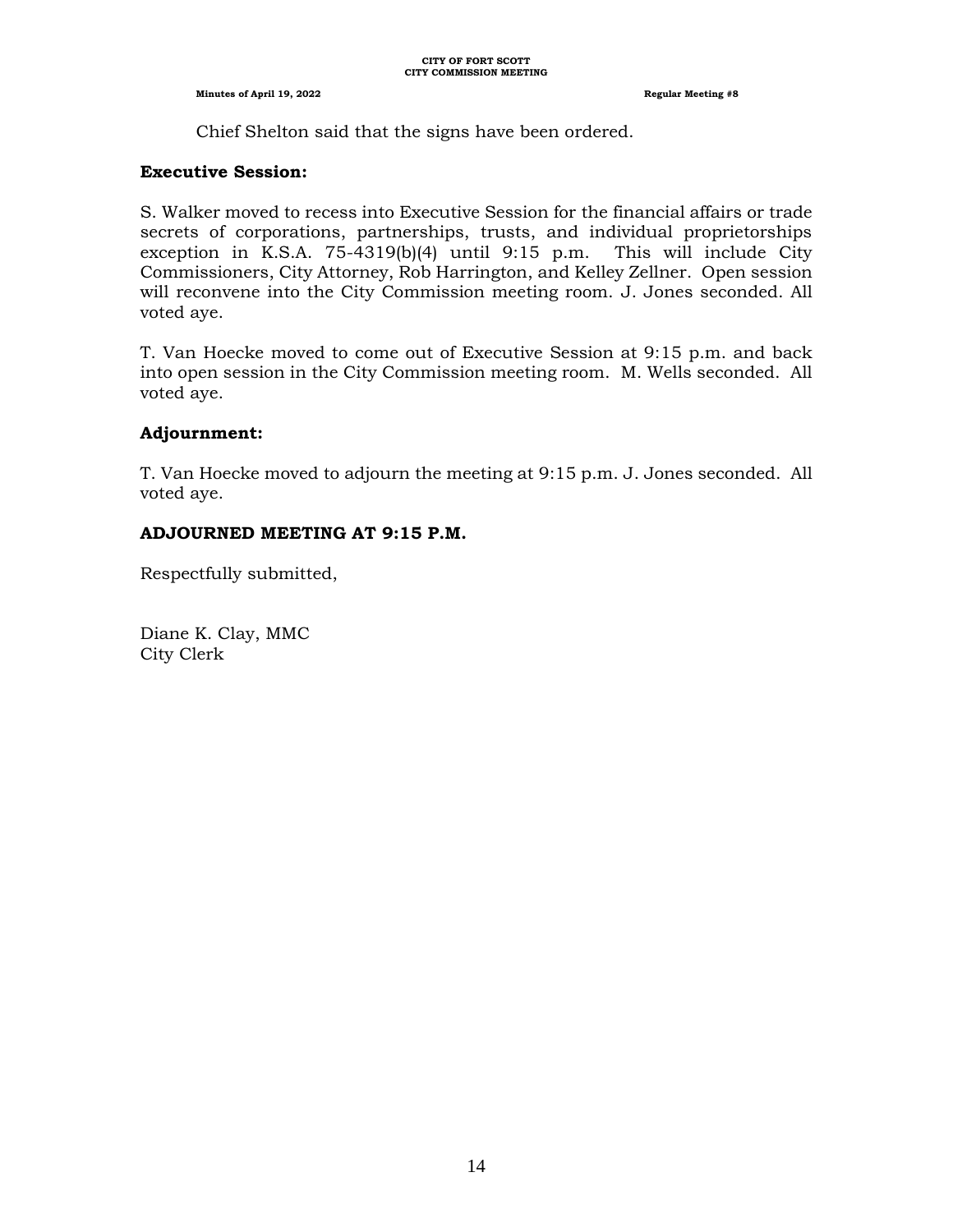Chief Shelton said that the signs have been ordered.

**Executive Session:**

S. Walker moved to recess into Executive Session for the financial affairs or trade secrets of corporations, partnerships, trusts, and individual proprietorships exception in K.S.A. 75-4319(b)(4) until 9:15 p.m. This will include City Commissioners, City Attorney, Rob Harrington, and Kelley Zellner. Open session will reconvene into the City Commission meeting room. J. Jones seconded. All voted aye.

T. Van Hoecke moved to come out of Executive Session at 9:15 p.m. and back into open session in the City Commission meeting room. M. Wells seconded. All voted aye.

**Adjournment:**

T. Van Hoecke moved to adjourn the meeting at 9:15 p.m. J. Jones seconded. All voted aye.

**ADJOURNED MEETING AT 9:15 P.M.**

Respectfully submitted,

Diane K. Clay, MMC
City Clerk